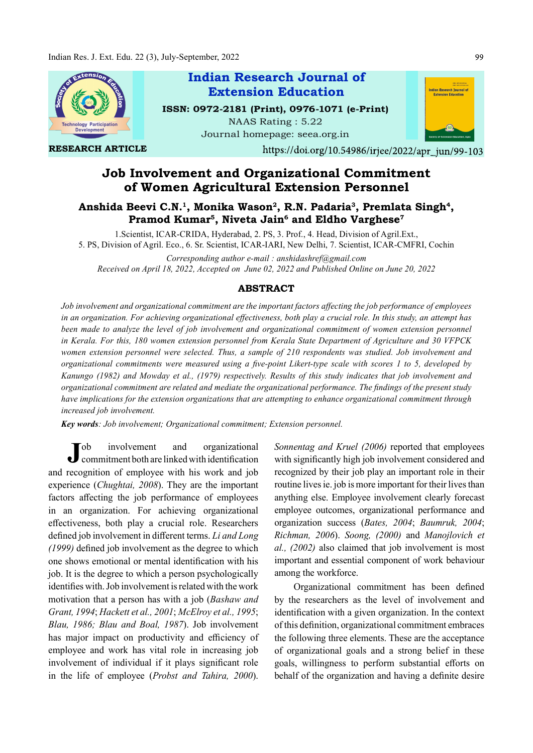Indian Research Journal of Extension Education

ISSN: 0972-2181 (Print), 0976-1071 (e-Print)

NAAS Rating : 5.22

Journal homepage: seea.org.in

RESEARCH ARTICLE

https://doi.org/10.54986/irjee/2022/apr_jun/99-103

# Job Involvement and Organizational Commitment of Women Agricultural Extension Personnel

**Anshida Beevi C.N.[1], Monika Wason[2], R.N. Padaria[3], Premlata Singh[4], Pramod Kumar[5], Niveta Jain[6] and Eldho Varghese[7]**

1.Scientist, ICAR-CRIDA, Hyderabad, 2. PS, 3. Prof., 4. Head, Division of Agril.Ext., 5. PS, Division of Agril. Eco., 6. Sr. Scientist, ICAR-IARI, New Delhi, 7. Scientist, ICAR-CMFRI, Cochin

*Corresponding author e-mail : anshidashref@gmail.com*

*Received on April 18, 2022, Accepted on June 02, 2022 and Published Online on June 20, 2022*

## ABSTRACT

*Job involvement and organizational commitment are the important factors affecting the job performance of employees in an organization. For achieving organizational effectiveness, both play a crucial role. In this study, an attempt has been made to analyze the level of job involvement and organizational commitment of women extension personnel in Kerala. For this, 180 women extension personnel from Kerala State Department of Agriculture and 30 VFPCK women extension personnel were selected. Thus, a sample of 210 respondents was studied. Job involvement and organizational commitments were measured using a five-point Likert-type scale with scores 1 to 5, developed by Kanungo (1982) and Mowday et al., (1979) respectively. Results of this study indicates that job involvement and organizational commitment are related and mediate the organizational performance. The findings of the present study have implications for the extension organizations that are attempting to enhance organizational commitment through increased job involvement.*

***Key words**: Job involvement; Organizational commitment; Extension personnel.*

Job involvement and organizational commitment both are linked with identification and recognition of employee with his work and job experience (*Chughtai, 2008*). They are the important factors affecting the job performance of employees in an organization. For achieving organizational effectiveness, both play a crucial role. Researchers defined job involvement in different terms. *Li and Long (1999)* defined job involvement as the degree to which one shows emotional or mental identification with his job. It is the degree to which a person psychologically identifies with. Job involvement is related with the work motivation that a person has with a job (*Bashaw and Grant, 1994*; *Hackett et al., 2001*; *McElroy et al., 1995*; *Blau, 1986; Blau and Boal, 1987*). Job involvement has major impact on productivity and efficiency of employee and work has vital role in increasing job involvement of individual if it plays significant role in the life of employee (*Probst and Tahira, 2000*). *Sonnentag and Kruel (2006)* reported that employees with significantly high job involvement considered and recognized by their job play an important role in their routine lives ie. job is more important for their lives than anything else. Employee involvement clearly forecast employee outcomes, organizational performance and organization success (*Bates, 2004*; *Baumruk, 2004*; *Richman, 2006*). *Soong, (2000)* and *Manojlovich et al., (2002)* also claimed that job involvement is most important and essential component of work behaviour among the workforce.

Organizational commitment has been defined by the researchers as the level of involvement and identification with a given organization. In the context of this definition, organizational commitment embraces the following three elements. These are the acceptance of organizational goals and a strong belief in these goals, willingness to perform substantial efforts on behalf of the organization and having a definite desire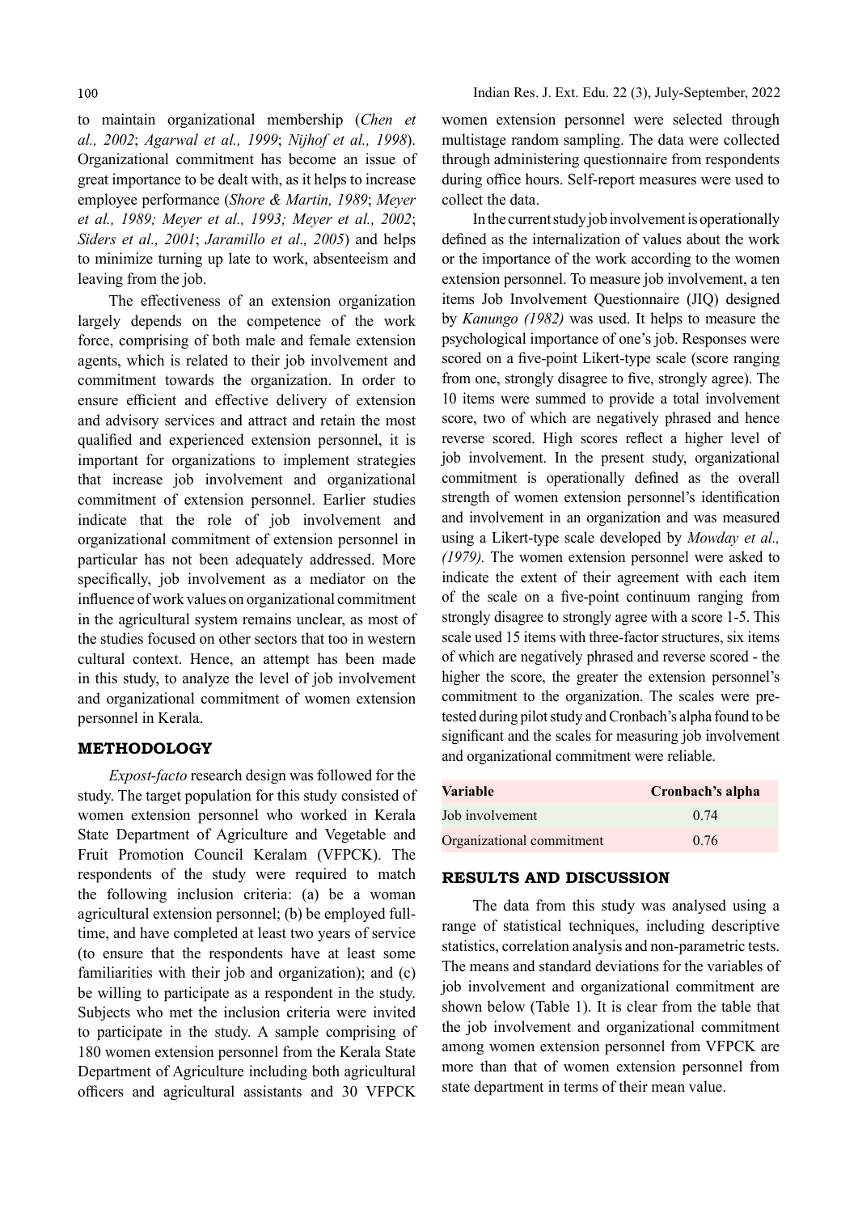to maintain organizational membership (*Chen et al., 2002*; *Agarwal et al., 1999*; *Nijhof et al., 1998*). Organizational commitment has become an issue of great importance to be dealt with, as it helps to increase employee performance (*Shore & Martin, 1989*; *Meyer et al., 1989; Meyer et al., 1993; Meyer et al., 2002*; *Siders et al., 2001*; *Jaramillo et al., 2005*) and helps to minimize turning up late to work, absenteeism and leaving from the job.

The effectiveness of an extension organization largely depends on the competence of the work force, comprising of both male and female extension agents, which is related to their job involvement and commitment towards the organization. In order to ensure efficient and effective delivery of extension and advisory services and attract and retain the most qualified and experienced extension personnel, it is important for organizations to implement strategies that increase job involvement and organizational commitment of extension personnel. Earlier studies indicate that the role of job involvement and organizational commitment of extension personnel in particular has not been adequately addressed. More specifically, job involvement as a mediator on the influence of work values on organizational commitment in the agricultural system remains unclear, as most of the studies focused on other sectors that too in western cultural context. Hence, an attempt has been made in this study, to analyze the level of job involvement and organizational commitment of women extension personnel in Kerala.

## METHODOLOGY

*Expost-facto* research design was followed for the study. The target population for this study consisted of women extension personnel who worked in Kerala State Department of Agriculture and Vegetable and Fruit Promotion Council Keralam (VFPCK). The respondents of the study were required to match the following inclusion criteria: (a) be a woman agricultural extension personnel; (b) be employed full-time, and have completed at least two years of service (to ensure that the respondents have at least some familiarities with their job and organization); and (c) be willing to participate as a respondent in the study. Subjects who met the inclusion criteria were invited to participate in the study. A sample comprising of 180 women extension personnel from the Kerala State Department of Agriculture including both agricultural officers and agricultural assistants and 30 VFPCK women extension personnel were selected through multistage random sampling. The data were collected through administering questionnaire from respondents during office hours. Self-report measures were used to collect the data.

In the current study job involvement is operationally defined as the internalization of values about the work or the importance of the work according to the women extension personnel. To measure job involvement, a ten items Job Involvement Questionnaire (JIQ) designed by *Kanungo (1982)* was used. It helps to measure the psychological importance of one's job. Responses were scored on a five-point Likert-type scale (score ranging from one, strongly disagree to five, strongly agree). The 10 items were summed to provide a total involvement score, two of which are negatively phrased and hence reverse scored. High scores reflect a higher level of job involvement. In the present study, organizational commitment is operationally defined as the overall strength of women extension personnel's identification and involvement in an organization and was measured using a Likert-type scale developed by *Mowday et al., (1979).* The women extension personnel were asked to indicate the extent of their agreement with each item of the scale on a five-point continuum ranging from strongly disagree to strongly agree with a score 1-5. This scale used 15 items with three-factor structures, six items of which are negatively phrased and reverse scored - the higher the score, the greater the extension personnel's commitment to the organization. The scales were pre-tested during pilot study and Cronbach's alpha found to be significant and the scales for measuring job involvement and organizational commitment were reliable.

| Variable | Cronbach's alpha |
|---|---|
| Job involvement | 0.74 |
| Organizational commitment | 0.76 |

## RESULTS AND DISCUSSION

The data from this study was analysed using a range of statistical techniques, including descriptive statistics, correlation analysis and non-parametric tests. The means and standard deviations for the variables of job involvement and organizational commitment are shown below (Table 1). It is clear from the table that the job involvement and organizational commitment among women extension personnel from VFPCK are more than that of women extension personnel from state department in terms of their mean value.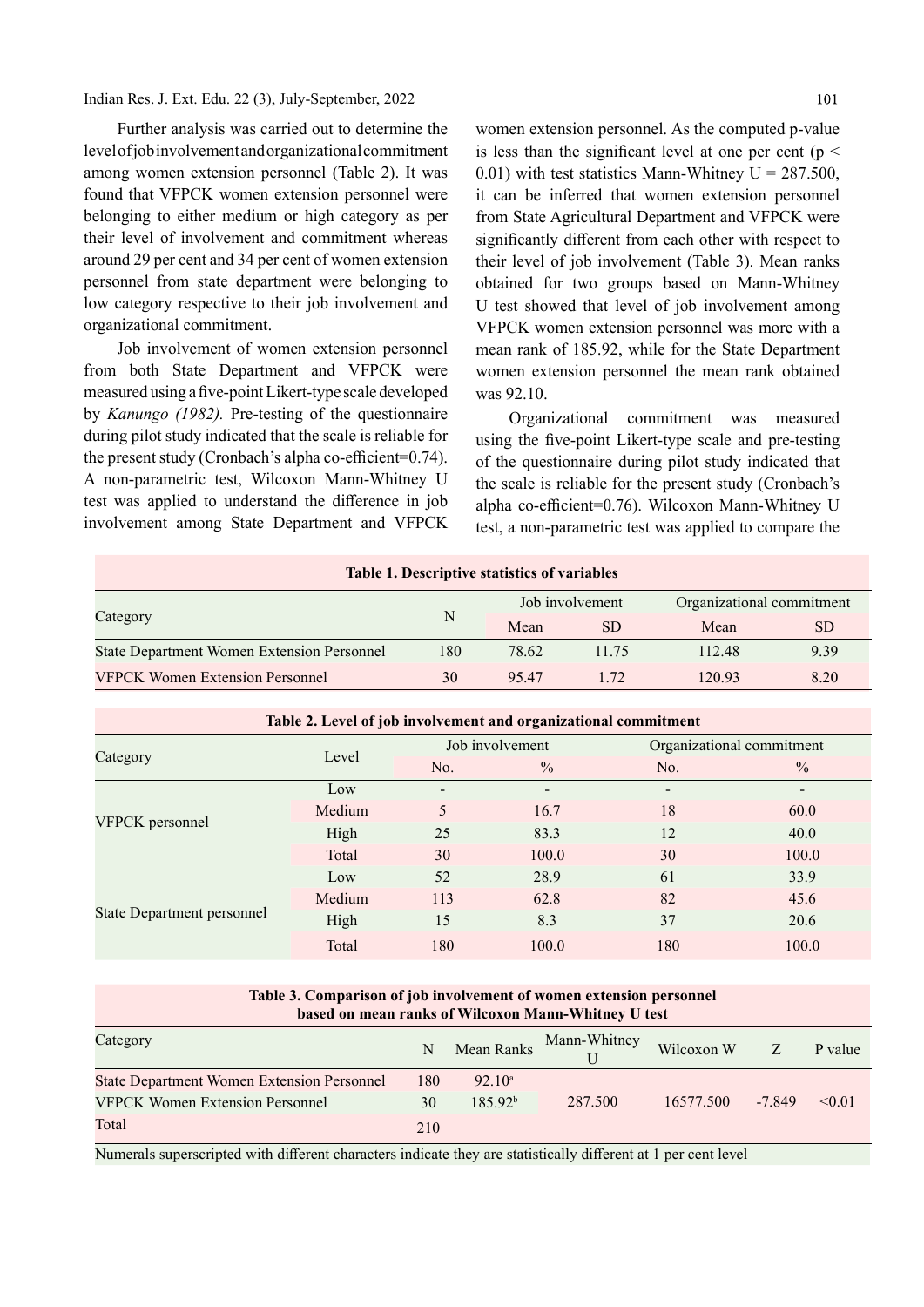Further analysis was carried out to determine the level of job involvement and organizational commitment among women extension personnel (Table 2). It was found that VFPCK women extension personnel were belonging to either medium or high category as per their level of involvement and commitment whereas around 29 per cent and 34 per cent of women extension personnel from state department were belonging to low category respective to their job involvement and organizational commitment.

Job involvement of women extension personnel from both State Department and VFPCK were measured using a five-point Likert-type scale developed by *Kanungo (1982).* Pre-testing of the questionnaire during pilot study indicated that the scale is reliable for the present study (Cronbach's alpha co-efficient=0.74). A non-parametric test, Wilcoxon Mann-Whitney U test was applied to understand the difference in job involvement among State Department and VFPCK women extension personnel. As the computed p-value is less than the significant level at one per cent ($p < 0.01$) with test statistics Mann-Whitney U = 287.500, it can be inferred that women extension personnel from State Agricultural Department and VFPCK were significantly different from each other with respect to their level of job involvement (Table 3). Mean ranks obtained for two groups based on Mann-Whitney U test showed that level of job involvement among VFPCK women extension personnel was more with a mean rank of 185.92, while for the State Department women extension personnel the mean rank obtained was 92.10.

Organizational commitment was measured using the five-point Likert-type scale and pre-testing of the questionnaire during pilot study indicated that the scale is reliable for the present study (Cronbach's alpha co-efficient=0.76). Wilcoxon Mann-Whitney U test, a non-parametric test was applied to compare the

**Table 1. Descriptive statistics of variables**

| Category | N | Job involvement | | Organizational commitment | |
|---|---|---|---|---|---|
| | | Mean | SD | Mean | SD |
| State Department Women Extension Personnel | 180 | 78.62 | 11.75 | 112.48 | 9.39 |
| VFPCK Women Extension Personnel | 30 | 95.47 | 1.72 | 120.93 | 8.20 |

**Table 2. Level of job involvement and organizational commitment**

| Category | Level | Job involvement | | Organizational commitment | |
|---|---|---|---|---|---|
| | | No. | % | No. | % |
| VFPCK personnel | Low | - | - | - | - |
| | Medium | 5 | 16.7 | 18 | 60.0 |
| | High | 25 | 83.3 | 12 | 40.0 |
| | Total | 30 | 100.0 | 30 | 100.0 |
| State Department personnel | Low | 52 | 28.9 | 61 | 33.9 |
| | Medium | 113 | 62.8 | 82 | 45.6 |
| | High | 15 | 8.3 | 37 | 20.6 |
| | Total | 180 | 100.0 | 180 | 100.0 |

**Table 3. Comparison of job involvement of women extension personnel based on mean ranks of Wilcoxon Mann-Whitney U test**

| Category | N | Mean Ranks | Mann-Whitney U | Wilcoxon W | Z | P value |
|---|---|---|---|---|---|---|
| State Department Women Extension Personnel | 180 | 92.10[a] | 287.500 | 16577.500 | -7.849 | <0.01 |
| VFPCK Women Extension Personnel | 30 | 185.92[b] | | | | |
| Total | 210 | | | | | |

Numerals superscripted with different characters indicate they are statistically different at 1 per cent level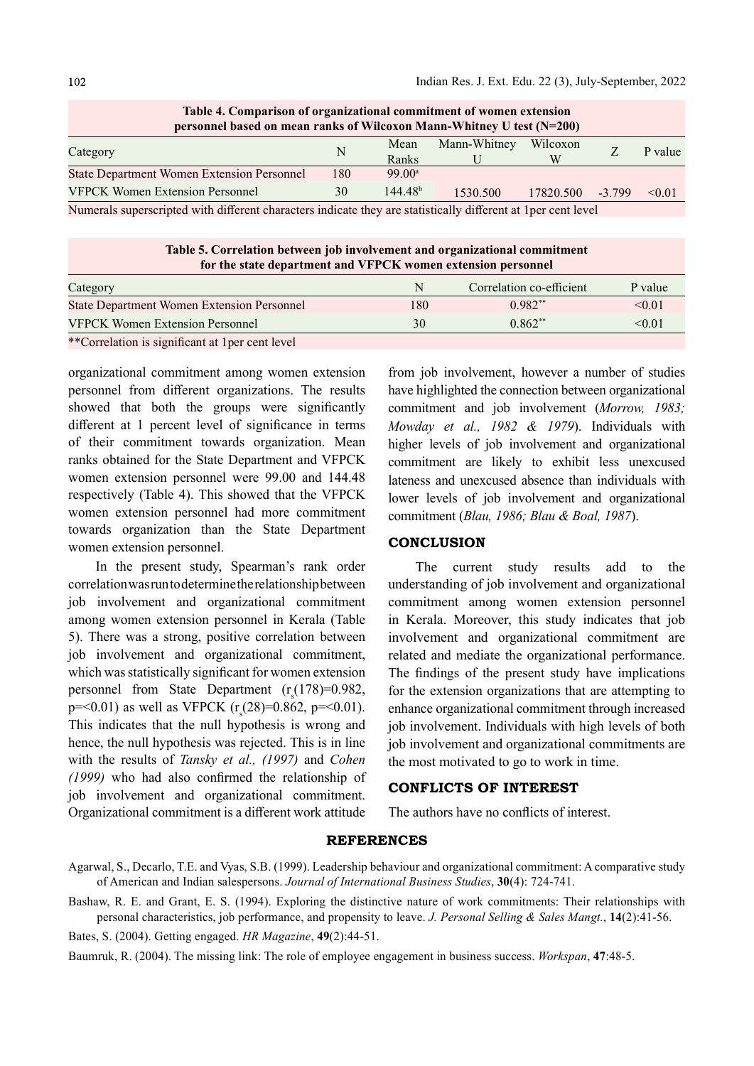**Table 4. Comparison of organizational commitment of women extension personnel based on mean ranks of Wilcoxon Mann-Whitney U test (N=200)**

| Category | N | Mean Ranks | Mann-Whitney U | Wilcoxon W | Z | P value |
|---|---|---|---|---|---|---|
| State Department Women Extension Personnel | 180 | 99.00[a] | | | | |
| VFPCK Women Extension Personnel | 30 | 144.48[b] | 1530.500 | 17820.500 | -3.799 | <0.01 |

Numerals superscripted with different characters indicate they are statistically different at 1per cent level

**Table 5. Correlation between job involvement and organizational commitment for the state department and VFPCK women extension personnel**

| Category | N | Correlation co-efficient | P value |
|---|---|---|---|
| State Department Women Extension Personnel | 180 | 0.982** | <0.01 |
| VFPCK Women Extension Personnel | 30 | 0.862** | <0.01 |

**Correlation is significant at 1per cent level

organizational commitment among women extension personnel from different organizations. The results showed that both the groups were significantly different at 1 percent level of significance in terms of their commitment towards organization. Mean ranks obtained for the State Department and VFPCK women extension personnel were 99.00 and 144.48 respectively (Table 4). This showed that the VFPCK women extension personnel had more commitment towards organization than the State Department women extension personnel.

In the present study, Spearman's rank order correlation was run to determine the relationship between job involvement and organizational commitment among women extension personnel in Kerala (Table 5). There was a strong, positive correlation between job involvement and organizational commitment, which was statistically significant for women extension personnel from State Department ($r_s(178)=0.982$, $p=<0.01$) as well as VFPCK ($r_s(28)=0.862$, $p=<0.01$). This indicates that the null hypothesis is wrong and hence, the null hypothesis was rejected. This is in line with the results of *Tansky et al., (1997)* and *Cohen (1999)* who had also confirmed the relationship of job involvement and organizational commitment. Organizational commitment is a different work attitude from job involvement, however a number of studies have highlighted the connection between organizational commitment and job involvement (*Morrow, 1983; Mowday et al., 1982 & 1979*). Individuals with higher levels of job involvement and organizational commitment are likely to exhibit less unexcused lateness and unexcused absence than individuals with lower levels of job involvement and organizational commitment (*Blau, 1986; Blau & Boal, 1987*).

## CONCLUSION

The current study results add to the understanding of job involvement and organizational commitment among women extension personnel in Kerala. Moreover, this study indicates that job involvement and organizational commitment are related and mediate the organizational performance. The findings of the present study have implications for the extension organizations that are attempting to enhance organizational commitment through increased job involvement. Individuals with high levels of both job involvement and organizational commitments are the most motivated to go to work in time.

## CONFLICTS OF INTEREST

The authors have no conflicts of interest.

## REFERENCES

Agarwal, S., Decarlo, T.E. and Vyas, S.B. (1999). Leadership behaviour and organizational commitment: A comparative study of American and Indian salespersons. *Journal of International Business Studies*, **30**(4): 724-741.

Bashaw, R. E. and Grant, E. S. (1994). Exploring the distinctive nature of work commitments: Their relationships with personal characteristics, job performance, and propensity to leave. *J. Personal Selling & Sales Mangt.*, **14**(2):41-56.

Bates, S. (2004). Getting engaged. *HR Magazine*, **49**(2):44-51.

Baumruk, R. (2004). The missing link: The role of employee engagement in business success. *Workspan*, **47**:48-5.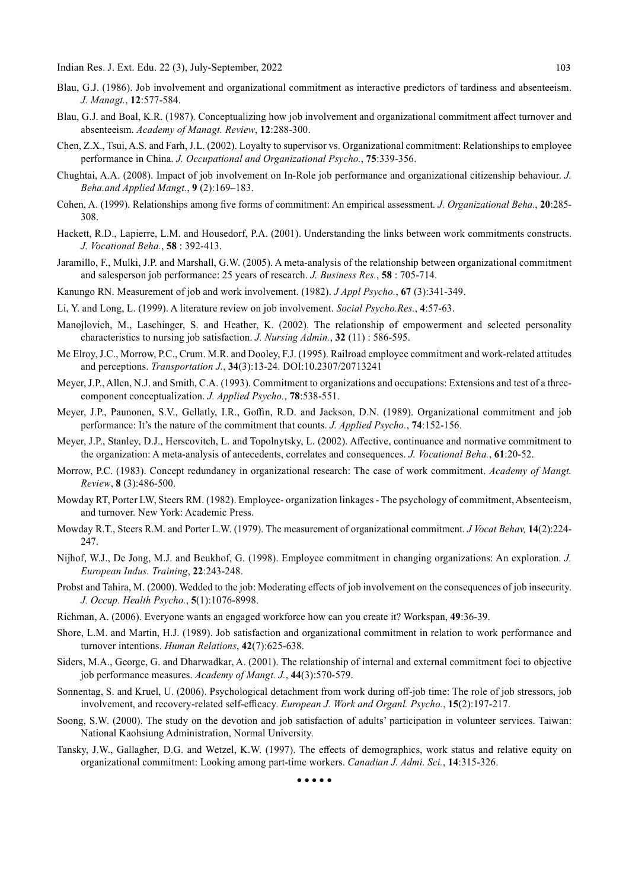Blau, G.J. (1986). Job involvement and organizational commitment as interactive predictors of tardiness and absenteeism. *J. Managt.*, **12**:577-584.

Blau, G.J. and Boal, K.R. (1987). Conceptualizing how job involvement and organizational commitment affect turnover and absenteeism. *Academy of Managt. Review*, **12**:288-300.

Chen, Z.X., Tsui, A.S. and Farh, J.L. (2002). Loyalty to supervisor vs. Organizational commitment: Relationships to employee performance in China. *J. Occupational and Organizational Psycho.*, **75**:339-356.

Chughtai, A.A. (2008). Impact of job involvement on In-Role job performance and organizational citizenship behaviour. *J. Beha.and Applied Mangt.*, **9** (2):169–183.

Cohen, A. (1999). Relationships among five forms of commitment: An empirical assessment. *J. Organizational Beha.*, **20**:285-308.

Hackett, R.D., Lapierre, L.M. and Housedorf, P.A. (2001). Understanding the links between work commitments constructs. *J. Vocational Beha.*, **58** : 392-413.

Jaramillo, F., Mulki, J.P. and Marshall, G.W. (2005). A meta-analysis of the relationship between organizational commitment and salesperson job performance: 25 years of research. *J. Business Res.*, **58** : 705-714.

Kanungo RN. Measurement of job and work involvement. (1982). *J Appl Psycho.*, **67** (3):341-349.

Li, Y. and Long, L. (1999). A literature review on job involvement. *Social Psycho.Res.*, **4**:57-63.

Manojlovich, M., Laschinger, S. and Heather, K. (2002). The relationship of empowerment and selected personality characteristics to nursing job satisfaction. *J. Nursing Admin.*, **32** (11) : 586-595.

Mc Elroy, J.C., Morrow, P.C., Crum. M.R. and Dooley, F.J. (1995). Railroad employee commitment and work-related attitudes and perceptions. *Transportation J.*, **34**(3):13-24. DOI:10.2307/20713241

Meyer, J.P., Allen, N.J. and Smith, C.A. (1993). Commitment to organizations and occupations: Extensions and test of a three-component conceptualization. *J. Applied Psycho.*, **78**:538-551.

Meyer, J.P., Paunonen, S.V., Gellatly, I.R., Goffin, R.D. and Jackson, D.N. (1989). Organizational commitment and job performance: It's the nature of the commitment that counts. *J. Applied Psycho.*, **74**:152-156.

Meyer, J.P., Stanley, D.J., Herscovitch, L. and Topolnytsky, L. (2002). Affective, continuance and normative commitment to the organization: A meta-analysis of antecedents, correlates and consequences. *J. Vocational Beha.*, **61**:20-52.

Morrow, P.C. (1983). Concept redundancy in organizational research: The case of work commitment. *Academy of Mangt. Review*, **8** (3):486-500.

Mowday RT, Porter LW, Steers RM. (1982). Employee- organization linkages - The psychology of commitment, Absenteeism, and turnover. New York: Academic Press.

Mowday R.T., Steers R.M. and Porter L.W. (1979). The measurement of organizational commitment. *J Vocat Behav,* **14**(2):224-247.

Nijhof, W.J., De Jong, M.J. and Beukhof, G. (1998). Employee commitment in changing organizations: An exploration. *J. European Indus. Training*, **22**:243-248.

Probst and Tahira, M. (2000). Wedded to the job: Moderating effects of job involvement on the consequences of job insecurity. *J. Occup. Health Psycho.*, **5**(1):1076-8998.

Richman, A. (2006). Everyone wants an engaged workforce how can you create it? Workspan, **49**:36-39.

Shore, L.M. and Martin, H.J. (1989). Job satisfaction and organizational commitment in relation to work performance and turnover intentions. *Human Relations*, **42**(7):625-638.

Siders, M.A., George, G. and Dharwadkar, A. (2001). The relationship of internal and external commitment foci to objective job performance measures. *Academy of Mangt. J.*, **44**(3):570-579.

Sonnentag, S. and Kruel, U. (2006). Psychological detachment from work during off-job time: The role of job stressors, job involvement, and recovery-related self-efficacy. *European J. Work and Organl. Psycho.*, **15**(2):197-217.

Soong, S.W. (2000). The study on the devotion and job satisfaction of adults' participation in volunteer services. Taiwan: National Kaohsiung Administration, Normal University.

Tansky, J.W., Gallagher, D.G. and Wetzel, K.W. (1997). The effects of demographics, work status and relative equity on organizational commitment: Looking among part-time workers. *Canadian J. Admi. Sci.*, **14**:315-326.

• • • • •